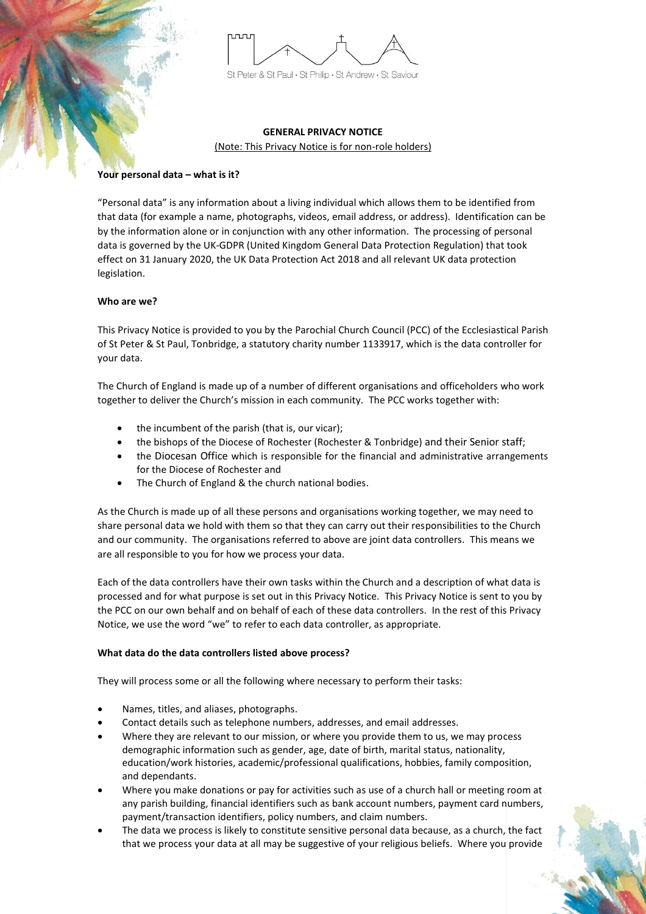St Peter & St Paul • St Philip • St Andrew • St Saviour

**GENERAL PRIVACY NOTICE**

(Note: This Privacy Notice is for non-role holders)

**Your personal data – what is it?**

"Personal data" is any information about a living individual which allows them to be identified from that data (for example a name, photographs, videos, email address, or address). Identification can be by the information alone or in conjunction with any other information. The processing of personal data is governed by the UK-GDPR (United Kingdom General Data Protection Regulation) that took effect on 31 January 2020, the UK Data Protection Act 2018 and all relevant UK data protection legislation.

**Who are we?**

This Privacy Notice is provided to you by the Parochial Church Council (PCC) of the Ecclesiastical Parish of St Peter & St Paul, Tonbridge, a statutory charity number 1133917, which is the data controller for your data.

The Church of England is made up of a number of different organisations and officeholders who work together to deliver the Church's mission in each community. The PCC works together with:

- the incumbent of the parish (that is, our vicar);
- the bishops of the Diocese of Rochester (Rochester & Tonbridge) and their Senior staff;
- the Diocesan Office which is responsible for the financial and administrative arrangements for the Diocese of Rochester and
- The Church of England & the church national bodies.

As the Church is made up of all these persons and organisations working together, we may need to share personal data we hold with them so that they can carry out their responsibilities to the Church and our community. The organisations referred to above are joint data controllers. This means we are all responsible to you for how we process your data.

Each of the data controllers have their own tasks within the Church and a description of what data is processed and for what purpose is set out in this Privacy Notice. This Privacy Notice is sent to you by the PCC on our own behalf and on behalf of each of these data controllers. In the rest of this Privacy Notice, we use the word "we" to refer to each data controller, as appropriate.

**What data do the data controllers listed above process?**

They will process some or all the following where necessary to perform their tasks:

- Names, titles, and aliases, photographs.
- Contact details such as telephone numbers, addresses, and email addresses.
- Where they are relevant to our mission, or where you provide them to us, we may process demographic information such as gender, age, date of birth, marital status, nationality, education/work histories, academic/professional qualifications, hobbies, family composition, and dependants.
- Where you make donations or pay for activities such as use of a church hall or meeting room at any parish building, financial identifiers such as bank account numbers, payment card numbers, payment/transaction identifiers, policy numbers, and claim numbers.
- The data we process is likely to constitute sensitive personal data because, as a church, the fact that we process your data at all may be suggestive of your religious beliefs. Where you provide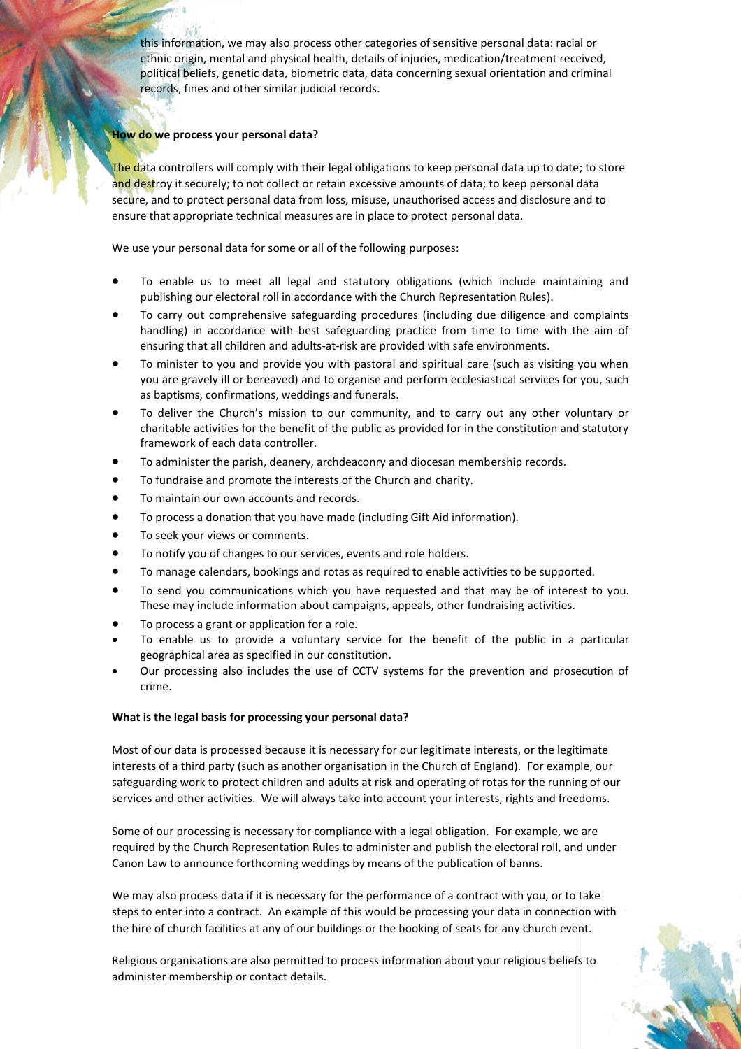this information, we may also process other categories of sensitive personal data: racial or ethnic origin, mental and physical health, details of injuries, medication/treatment received, political beliefs, genetic data, biometric data, data concerning sexual orientation and criminal records, fines and other similar judicial records.

**How do we process your personal data?**

The data controllers will comply with their legal obligations to keep personal data up to date; to store and destroy it securely; to not collect or retain excessive amounts of data; to keep personal data secure, and to protect personal data from loss, misuse, unauthorised access and disclosure and to ensure that appropriate technical measures are in place to protect personal data.

We use your personal data for some or all of the following purposes:

- To enable us to meet all legal and statutory obligations (which include maintaining and publishing our electoral roll in accordance with the Church Representation Rules).
- To carry out comprehensive safeguarding procedures (including due diligence and complaints handling) in accordance with best safeguarding practice from time to time with the aim of ensuring that all children and adults-at-risk are provided with safe environments.
- To minister to you and provide you with pastoral and spiritual care (such as visiting you when you are gravely ill or bereaved) and to organise and perform ecclesiastical services for you, such as baptisms, confirmations, weddings and funerals.
- To deliver the Church's mission to our community, and to carry out any other voluntary or charitable activities for the benefit of the public as provided for in the constitution and statutory framework of each data controller.
- To administer the parish, deanery, archdeaconry and diocesan membership records.
- To fundraise and promote the interests of the Church and charity.
- To maintain our own accounts and records.
- To process a donation that you have made (including Gift Aid information).
- To seek your views or comments.
- To notify you of changes to our services, events and role holders.
- To manage calendars, bookings and rotas as required to enable activities to be supported.
- To send you communications which you have requested and that may be of interest to you. These may include information about campaigns, appeals, other fundraising activities.
- To process a grant or application for a role.
- To enable us to provide a voluntary service for the benefit of the public in a particular geographical area as specified in our constitution.
- Our processing also includes the use of CCTV systems for the prevention and prosecution of crime.

**What is the legal basis for processing your personal data?**

Most of our data is processed because it is necessary for our legitimate interests, or the legitimate interests of a third party (such as another organisation in the Church of England). For example, our safeguarding work to protect children and adults at risk and operating of rotas for the running of our services and other activities. We will always take into account your interests, rights and freedoms.

Some of our processing is necessary for compliance with a legal obligation. For example, we are required by the Church Representation Rules to administer and publish the electoral roll, and under Canon Law to announce forthcoming weddings by means of the publication of banns.

We may also process data if it is necessary for the performance of a contract with you, or to take steps to enter into a contract. An example of this would be processing your data in connection with the hire of church facilities at any of our buildings or the booking of seats for any church event.

Religious organisations are also permitted to process information about your religious beliefs to administer membership or contact details.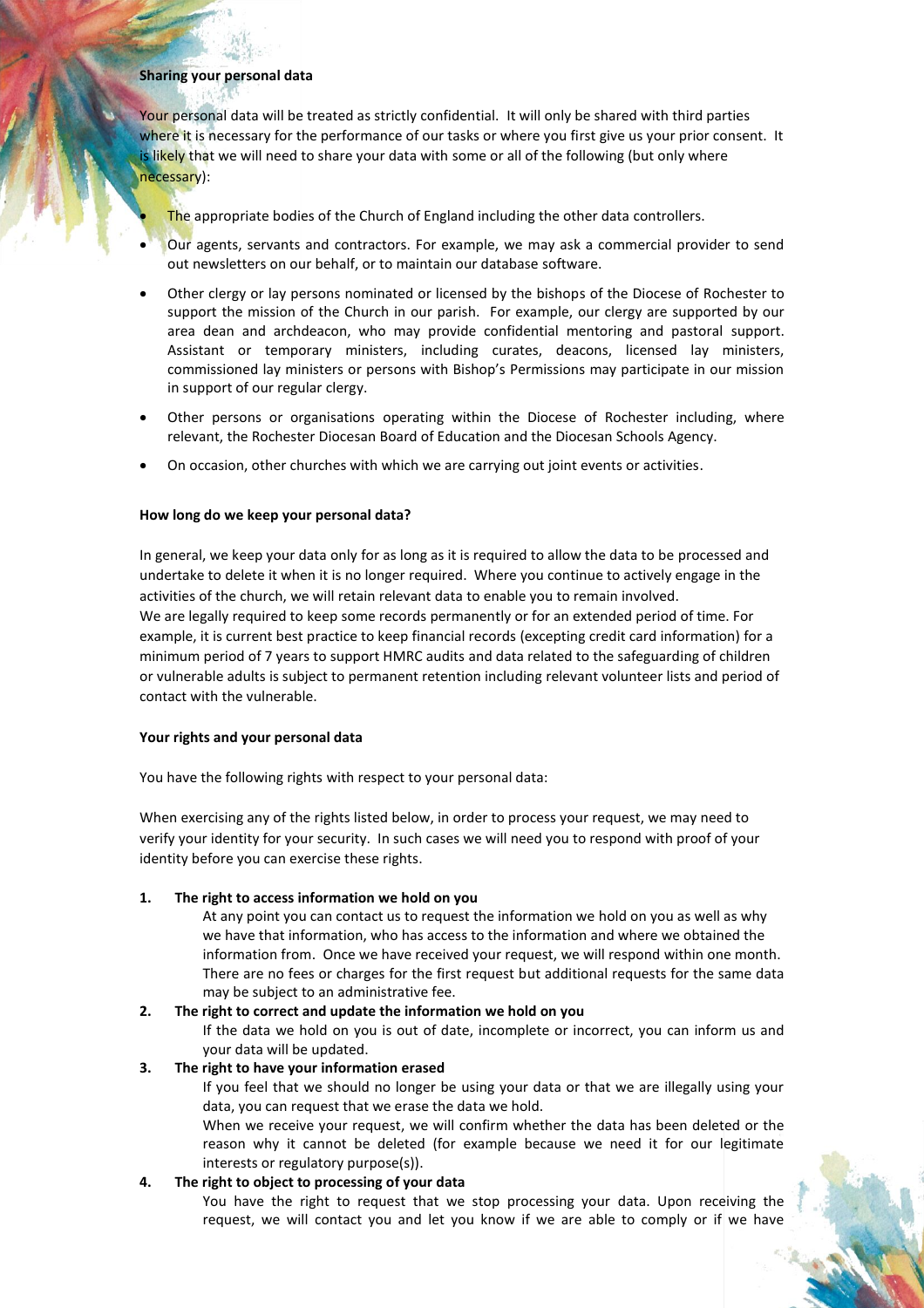**Sharing your personal data**

Your personal data will be treated as strictly confidential. It will only be shared with third parties where it is necessary for the performance of our tasks or where you first give us your prior consent. It is likely that we will need to share your data with some or all of the following (but only where necessary):

- The appropriate bodies of the Church of England including the other data controllers.
- Our agents, servants and contractors. For example, we may ask a commercial provider to send out newsletters on our behalf, or to maintain our database software.
- Other clergy or lay persons nominated or licensed by the bishops of the Diocese of Rochester to support the mission of the Church in our parish. For example, our clergy are supported by our area dean and archdeacon, who may provide confidential mentoring and pastoral support. Assistant or temporary ministers, including curates, deacons, licensed lay ministers, commissioned lay ministers or persons with Bishop's Permissions may participate in our mission in support of our regular clergy.
- Other persons or organisations operating within the Diocese of Rochester including, where relevant, the Rochester Diocesan Board of Education and the Diocesan Schools Agency.
- On occasion, other churches with which we are carrying out joint events or activities.

**How long do we keep your personal data?**

In general, we keep your data only for as long as it is required to allow the data to be processed and undertake to delete it when it is no longer required. Where you continue to actively engage in the activities of the church, we will retain relevant data to enable you to remain involved.
We are legally required to keep some records permanently or for an extended period of time. For example, it is current best practice to keep financial records (excepting credit card information) for a minimum period of 7 years to support HMRC audits and data related to the safeguarding of children or vulnerable adults is subject to permanent retention including relevant volunteer lists and period of contact with the vulnerable.

**Your rights and your personal data**

You have the following rights with respect to your personal data:

When exercising any of the rights listed below, in order to process your request, we may need to verify your identity for your security. In such cases we will need you to respond with proof of your identity before you can exercise these rights.

1. **The right to access information we hold on you**
   At any point you can contact us to request the information we hold on you as well as why we have that information, who has access to the information and where we obtained the information from. Once we have received your request, we will respond within one month. There are no fees or charges for the first request but additional requests for the same data may be subject to an administrative fee.
2. **The right to correct and update the information we hold on you**
   If the data we hold on you is out of date, incomplete or incorrect, you can inform us and your data will be updated.
3. **The right to have your information erased**
   If you feel that we should no longer be using your data or that we are illegally using your data, you can request that we erase the data we hold.
   When we receive your request, we will confirm whether the data has been deleted or the reason why it cannot be deleted (for example because we need it for our legitimate interests or regulatory purpose(s)).
4. **The right to object to processing of your data**
   You have the right to request that we stop processing your data. Upon receiving the request, we will contact you and let you know if we are able to comply or if we have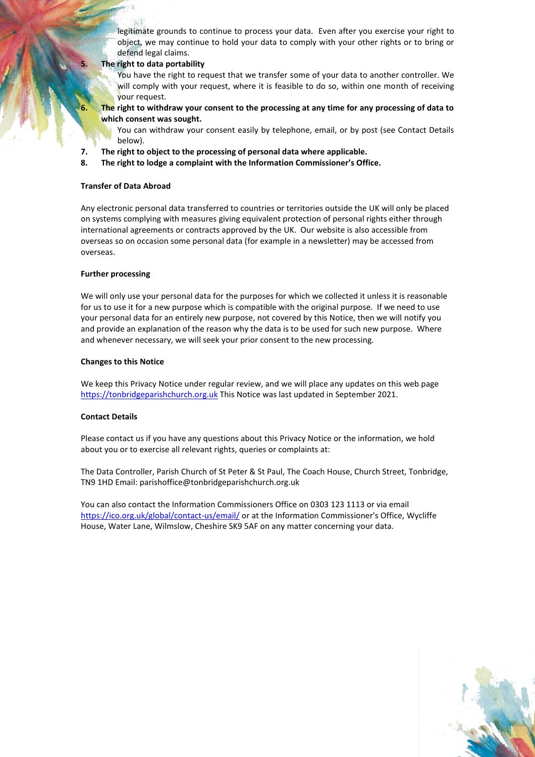legitimate grounds to continue to process your data. Even after you exercise your right to object, we may continue to hold your data to comply with your other rights or to bring or defend legal claims.

5. **The right to data portability**

   You have the right to request that we transfer some of your data to another controller. We will comply with your request, where it is feasible to do so, within one month of receiving your request.

6. **The right to withdraw your consent to the processing at any time for any processing of data to which consent was sought.**

   You can withdraw your consent easily by telephone, email, or by post (see Contact Details below).

7. **The right to object to the processing of personal data where applicable.**
8. **The right to lodge a complaint with the Information Commissioner's Office.**

**Transfer of Data Abroad**

Any electronic personal data transferred to countries or territories outside the UK will only be placed on systems complying with measures giving equivalent protection of personal rights either through international agreements or contracts approved by the UK. Our website is also accessible from overseas so on occasion some personal data (for example in a newsletter) may be accessed from overseas.

**Further processing**

We will only use your personal data for the purposes for which we collected it unless it is reasonable for us to use it for a new purpose which is compatible with the original purpose. If we need to use your personal data for an entirely new purpose, not covered by this Notice, then we will notify you and provide an explanation of the reason why the data is to be used for such new purpose. Where and whenever necessary, we will seek your prior consent to the new processing.

**Changes to this Notice**

We keep this Privacy Notice under regular review, and we will place any updates on this web page https://tonbridgeparishchurch.org.uk This Notice was last updated in September 2021.

**Contact Details**

Please contact us if you have any questions about this Privacy Notice or the information, we hold about you or to exercise all relevant rights, queries or complaints at:

The Data Controller, Parish Church of St Peter & St Paul, The Coach House, Church Street, Tonbridge, TN9 1HD Email: parishoffice@tonbridgeparishchurch.org.uk

You can also contact the Information Commissioners Office on 0303 123 1113 or via email https://ico.org.uk/global/contact-us/email/ or at the Information Commissioner's Office, Wycliffe House, Water Lane, Wilmslow, Cheshire SK9 5AF on any matter concerning your data.